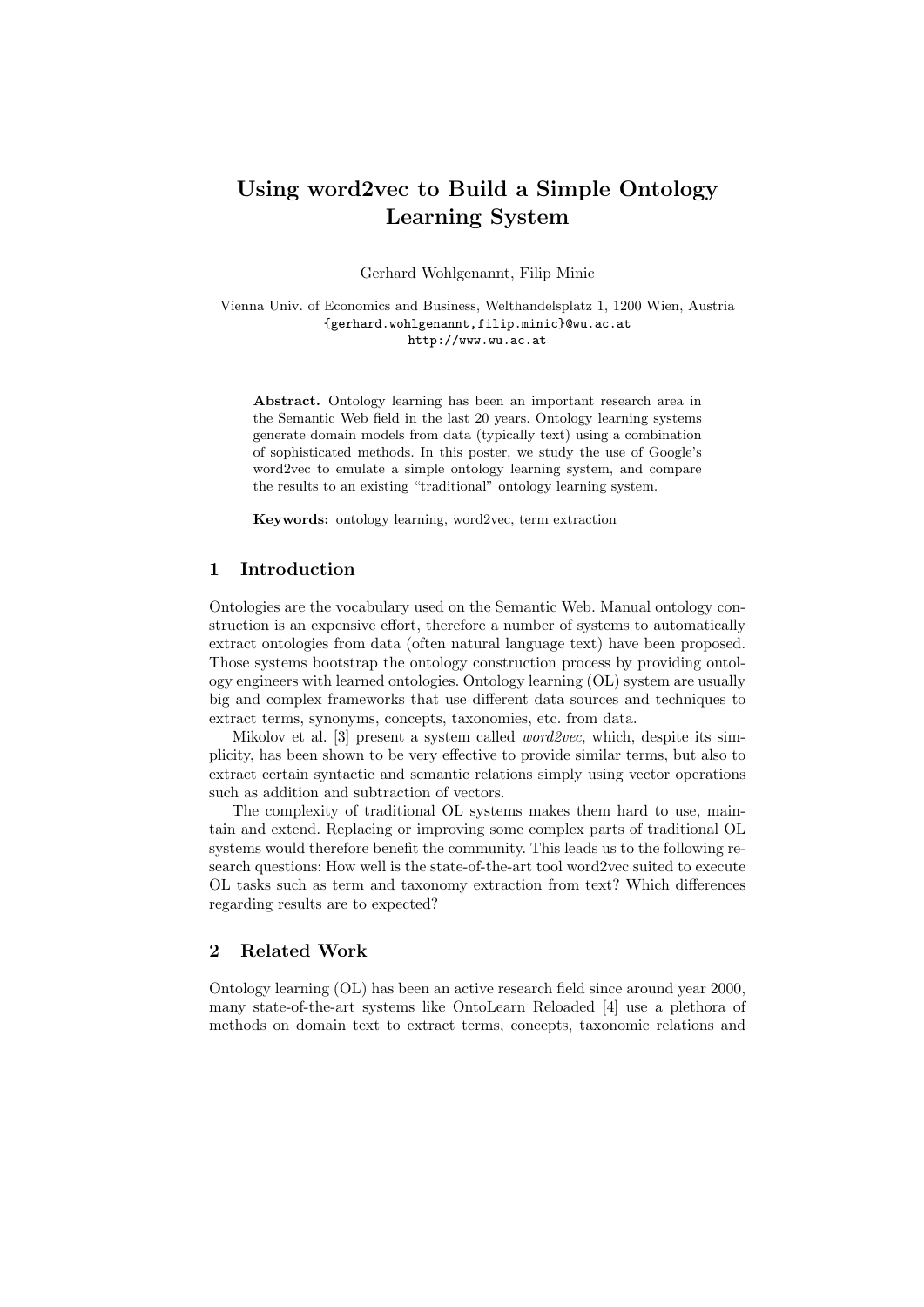# Using word2vec to Build a Simple Ontology Learning System

Gerhard Wohlgenannt, Filip Minic

Vienna Univ. of Economics and Business, Welthandelsplatz 1, 1200 Wien, Austria
{gerhard.wohlgenannt,filip.minic}@wu.ac.at
http://www.wu.ac.at

**Abstract.** Ontology learning has been an important research area in the Semantic Web field in the last 20 years. Ontology learning systems generate domain models from data (typically text) using a combination of sophisticated methods. In this poster, we study the use of Google's word2vec to emulate a simple ontology learning system, and compare the results to an existing "traditional" ontology learning system.

**Keywords:** ontology learning, word2vec, term extraction

## 1 Introduction

Ontologies are the vocabulary used on the Semantic Web. Manual ontology construction is an expensive effort, therefore a number of systems to automatically extract ontologies from data (often natural language text) have been proposed. Those systems bootstrap the ontology construction process by providing ontology engineers with learned ontologies. Ontology learning (OL) system are usually big and complex frameworks that use different data sources and techniques to extract terms, synonyms, concepts, taxonomies, etc. from data.

Mikolov et al. [3] present a system called *word2vec*, which, despite its simplicity, has been shown to be very effective to provide similar terms, but also to extract certain syntactic and semantic relations simply using vector operations such as addition and subtraction of vectors.

The complexity of traditional OL systems makes them hard to use, maintain and extend. Replacing or improving some complex parts of traditional OL systems would therefore benefit the community. This leads us to the following research questions: How well is the state-of-the-art tool word2vec suited to execute OL tasks such as term and taxonomy extraction from text? Which differences regarding results are to expected?

## 2 Related Work

Ontology learning (OL) has been an active research field since around year 2000, many state-of-the-art systems like OntoLearn Reloaded [4] use a plethora of methods on domain text to extract terms, concepts, taxonomic relations and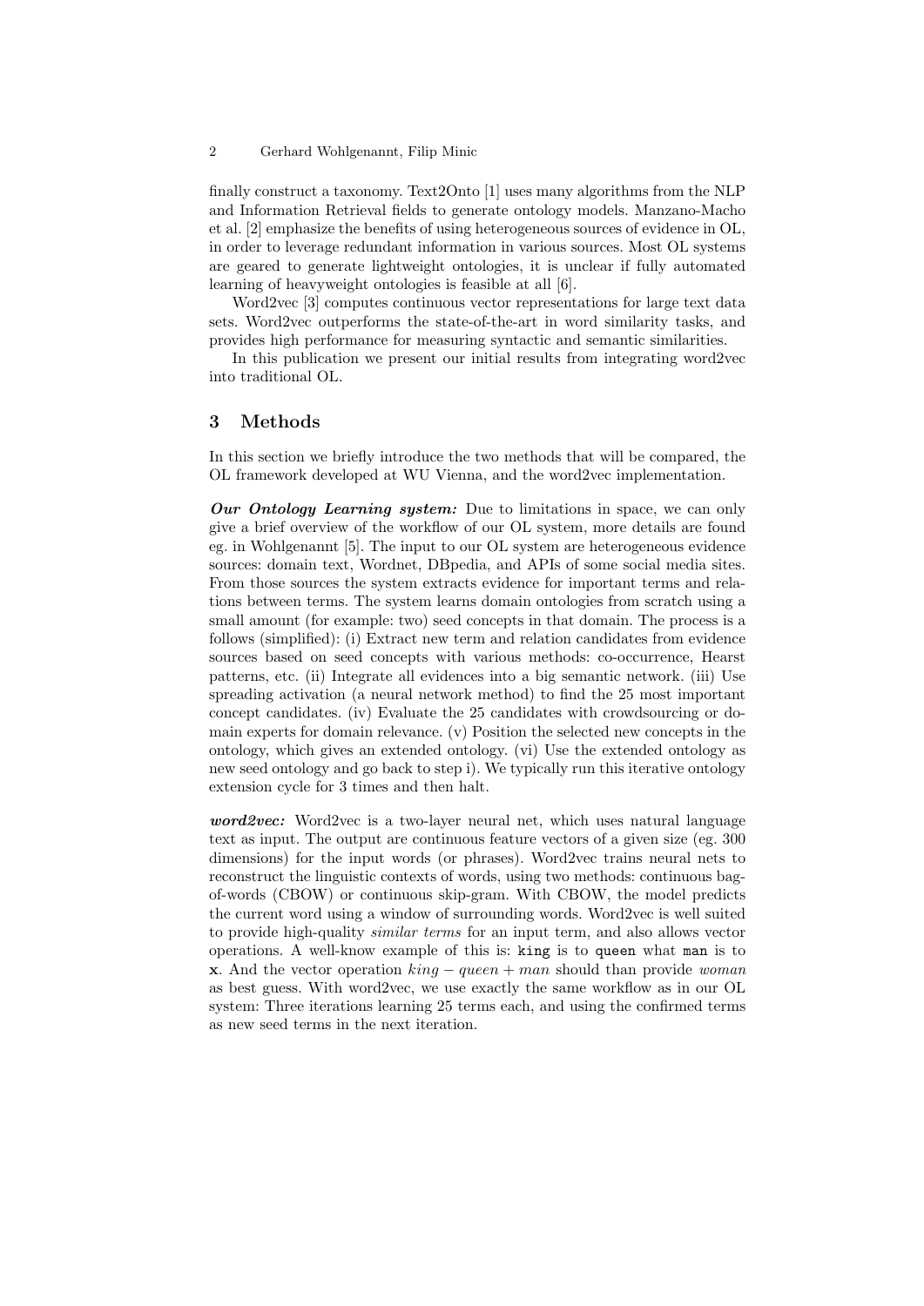finally construct a taxonomy. Text2Onto [1] uses many algorithms from the NLP and Information Retrieval fields to generate ontology models. Manzano-Macho et al. [2] emphasize the benefits of using heterogeneous sources of evidence in OL, in order to leverage redundant information in various sources. Most OL systems are geared to generate lightweight ontologies, it is unclear if fully automated learning of heavyweight ontologies is feasible at all [6].

Word2vec [3] computes continuous vector representations for large text data sets. Word2vec outperforms the state-of-the-art in word similarity tasks, and provides high performance for measuring syntactic and semantic similarities.

In this publication we present our initial results from integrating word2vec into traditional OL.

## 3 Methods

In this section we briefly introduce the two methods that will be compared, the OL framework developed at WU Vienna, and the word2vec implementation.

***Our Ontology Learning system:*** Due to limitations in space, we can only give a brief overview of the workflow of our OL system, more details are found eg. in Wohlgenannt [5]. The input to our OL system are heterogeneous evidence sources: domain text, Wordnet, DBpedia, and APIs of some social media sites. From those sources the system extracts evidence for important terms and relations between terms. The system learns domain ontologies from scratch using a small amount (for example: two) seed concepts in that domain. The process is a follows (simplified): (i) Extract new term and relation candidates from evidence sources based on seed concepts with various methods: co-occurrence, Hearst patterns, etc. (ii) Integrate all evidences into a big semantic network. (iii) Use spreading activation (a neural network method) to find the 25 most important concept candidates. (iv) Evaluate the 25 candidates with crowdsourcing or domain experts for domain relevance. (v) Position the selected new concepts in the ontology, which gives an extended ontology. (vi) Use the extended ontology as new seed ontology and go back to step i). We typically run this iterative ontology extension cycle for 3 times and then halt.

***word2vec:*** Word2vec is a two-layer neural net, which uses natural language text as input. The output are continuous feature vectors of a given size (eg. 300 dimensions) for the input words (or phrases). Word2vec trains neural nets to reconstruct the linguistic contexts of words, using two methods: continuous bag-of-words (CBOW) or continuous skip-gram. With CBOW, the model predicts the current word using a window of surrounding words. Word2vec is well suited to provide high-quality *similar terms* for an input term, and also allows vector operations. A well-know example of this is: `king` is to `queen` what `man` is to **x**. And the vector operation $king - queen + man$ should than provide *woman* as best guess. With word2vec, we use exactly the same workflow as in our OL system: Three iterations learning 25 terms each, and using the confirmed terms as new seed terms in the next iteration.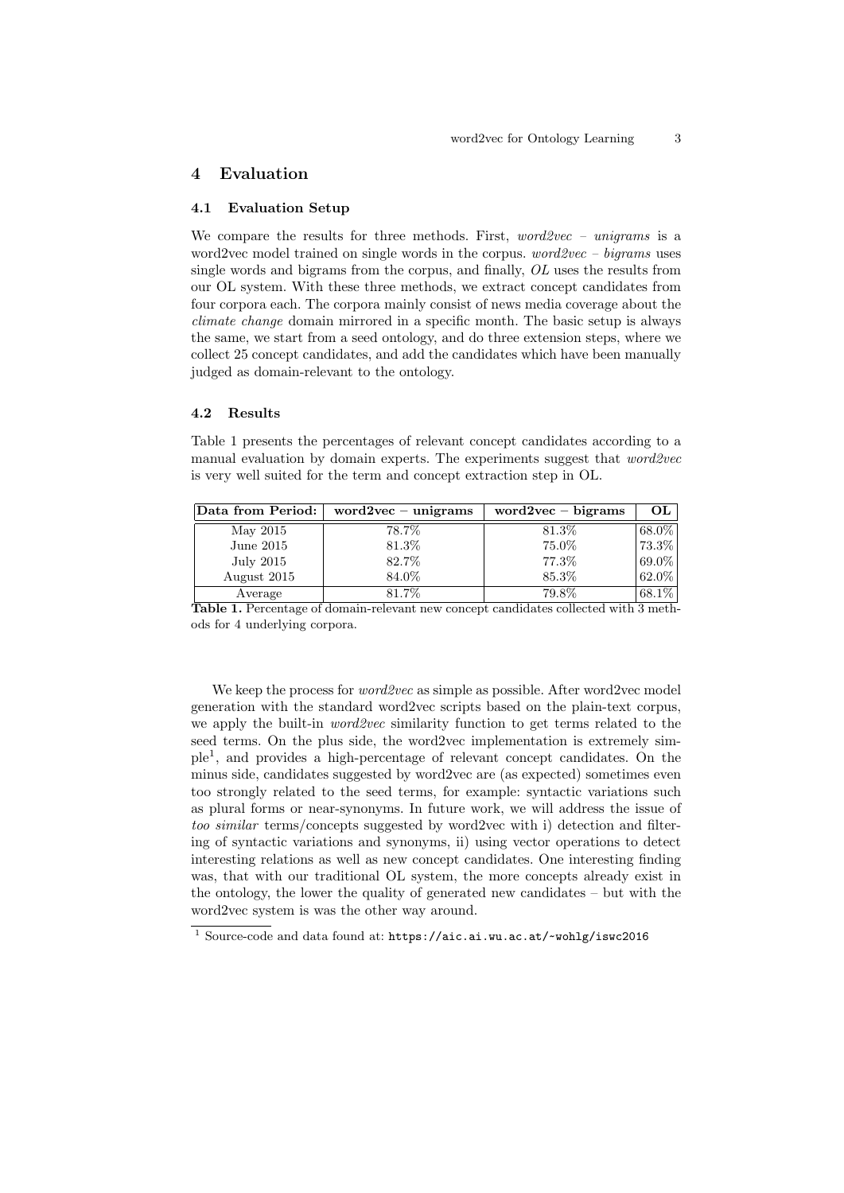## 4 Evaluation

### 4.1 Evaluation Setup

We compare the results for three methods. First, *word2vec – unigrams* is a word2vec model trained on single words in the corpus. *word2vec – bigrams* uses single words and bigrams from the corpus, and finally, *OL* uses the results from our OL system. With these three methods, we extract concept candidates from four corpora each. The corpora mainly consist of news media coverage about the *climate change* domain mirrored in a specific month. The basic setup is always the same, we start from a seed ontology, and do three extension steps, where we collect 25 concept candidates, and add the candidates which have been manually judged as domain-relevant to the ontology.

### 4.2 Results

Table 1 presents the percentages of relevant concept candidates according to a manual evaluation by domain experts. The experiments suggest that *word2vec* is very well suited for the term and concept extraction step in OL.

| Data from Period: | word2vec – unigrams | word2vec – bigrams | OL |
|---|---|---|---|
| May 2015 | 78.7% | 81.3% | 68.0% |
| June 2015 | 81.3% | 75.0% | 73.3% |
| July 2015 | 82.7% | 77.3% | 69.0% |
| August 2015 | 84.0% | 85.3% | 62.0% |
| Average | 81.7% | 79.8% | 68.1% |

**Table 1.** Percentage of domain-relevant new concept candidates collected with 3 methods for 4 underlying corpora.

We keep the process for *word2vec* as simple as possible. After word2vec model generation with the standard word2vec scripts based on the plain-text corpus, we apply the built-in *word2vec* similarity function to get terms related to the seed terms. On the plus side, the word2vec implementation is extremely simple[1], and provides a high-percentage of relevant concept candidates. On the minus side, candidates suggested by word2vec are (as expected) sometimes even too strongly related to the seed terms, for example: syntactic variations such as plural forms or near-synonyms. In future work, we will address the issue of *too similar* terms/concepts suggested by word2vec with i) detection and filtering of syntactic variations and synonyms, ii) using vector operations to detect interesting relations as well as new concept candidates. One interesting finding was, that with our traditional OL system, the more concepts already exist in the ontology, the lower the quality of generated new candidates – but with the word2vec system is was the other way around.

[1] Source-code and data found at: `https://aic.ai.wu.ac.at/~wohlg/iswc2016`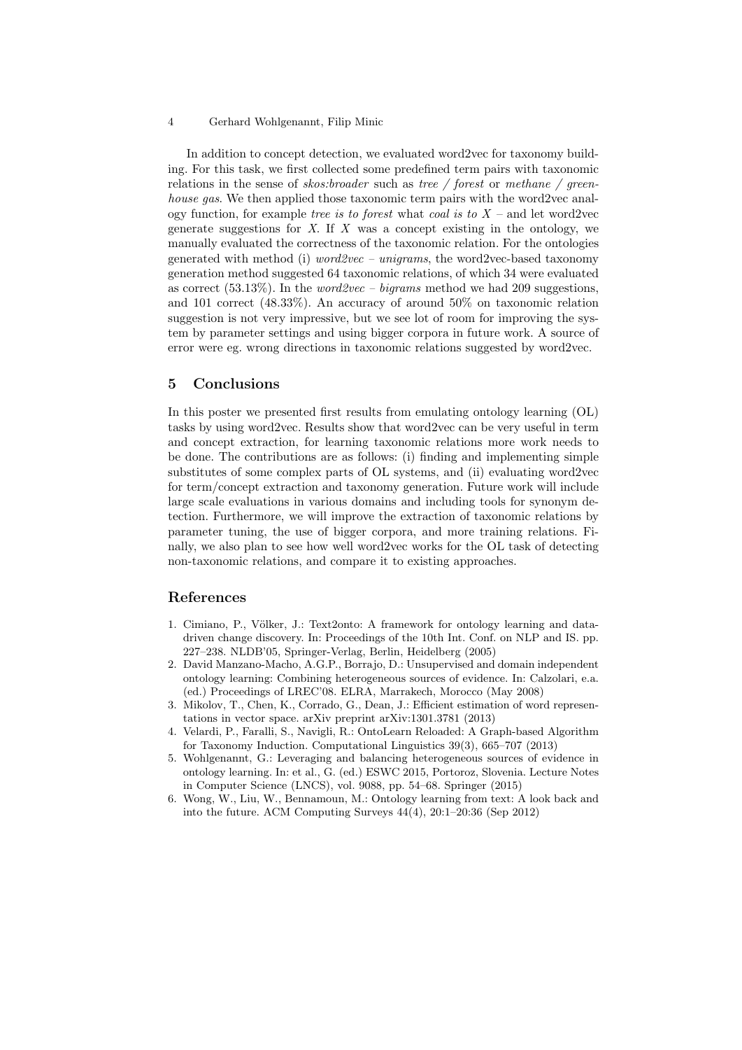In addition to concept detection, we evaluated word2vec for taxonomy building. For this task, we first collected some predefined term pairs with taxonomic relations in the sense of *skos:broader* such as *tree / forest* or *methane / greenhouse gas*. We then applied those taxonomic term pairs with the word2vec analogy function, for example *tree is to forest* what *coal is to X* – and let word2vec generate suggestions for *X*. If *X* was a concept existing in the ontology, we manually evaluated the correctness of the taxonomic relation. For the ontologies generated with method (i) *word2vec – unigrams*, the word2vec-based taxonomy generation method suggested 64 taxonomic relations, of which 34 were evaluated as correct (53.13%). In the *word2vec – bigrams* method we had 209 suggestions, and 101 correct (48.33%). An accuracy of around 50% on taxonomic relation suggestion is not very impressive, but we see lot of room for improving the system by parameter settings and using bigger corpora in future work. A source of error were eg. wrong directions in taxonomic relations suggested by word2vec.

## 5 Conclusions

In this poster we presented first results from emulating ontology learning (OL) tasks by using word2vec. Results show that word2vec can be very useful in term and concept extraction, for learning taxonomic relations more work needs to be done. The contributions are as follows: (i) finding and implementing simple substitutes of some complex parts of OL systems, and (ii) evaluating word2vec for term/concept extraction and taxonomy generation. Future work will include large scale evaluations in various domains and including tools for synonym detection. Furthermore, we will improve the extraction of taxonomic relations by parameter tuning, the use of bigger corpora, and more training relations. Finally, we also plan to see how well word2vec works for the OL task of detecting non-taxonomic relations, and compare it to existing approaches.

## References

1. Cimiano, P., Völker, J.: Text2onto: A framework for ontology learning and data-driven change discovery. In: Proceedings of the 10th Int. Conf. on NLP and IS. pp. 227–238. NLDB'05, Springer-Verlag, Berlin, Heidelberg (2005)
2. David Manzano-Macho, A.G.P., Borrajo, D.: Unsupervised and domain independent ontology learning: Combining heterogeneous sources of evidence. In: Calzolari, e.a. (ed.) Proceedings of LREC'08. ELRA, Marrakech, Morocco (May 2008)
3. Mikolov, T., Chen, K., Corrado, G., Dean, J.: Efficient estimation of word representations in vector space. arXiv preprint arXiv:1301.3781 (2013)
4. Velardi, P., Faralli, S., Navigli, R.: OntoLearn Reloaded: A Graph-based Algorithm for Taxonomy Induction. Computational Linguistics 39(3), 665–707 (2013)
5. Wohlgenannt, G.: Leveraging and balancing heterogeneous sources of evidence in ontology learning. In: et al., G. (ed.) ESWC 2015, Portoroz, Slovenia. Lecture Notes in Computer Science (LNCS), vol. 9088, pp. 54–68. Springer (2015)
6. Wong, W., Liu, W., Bennamoun, M.: Ontology learning from text: A look back and into the future. ACM Computing Surveys 44(4), 20:1–20:36 (Sep 2012)